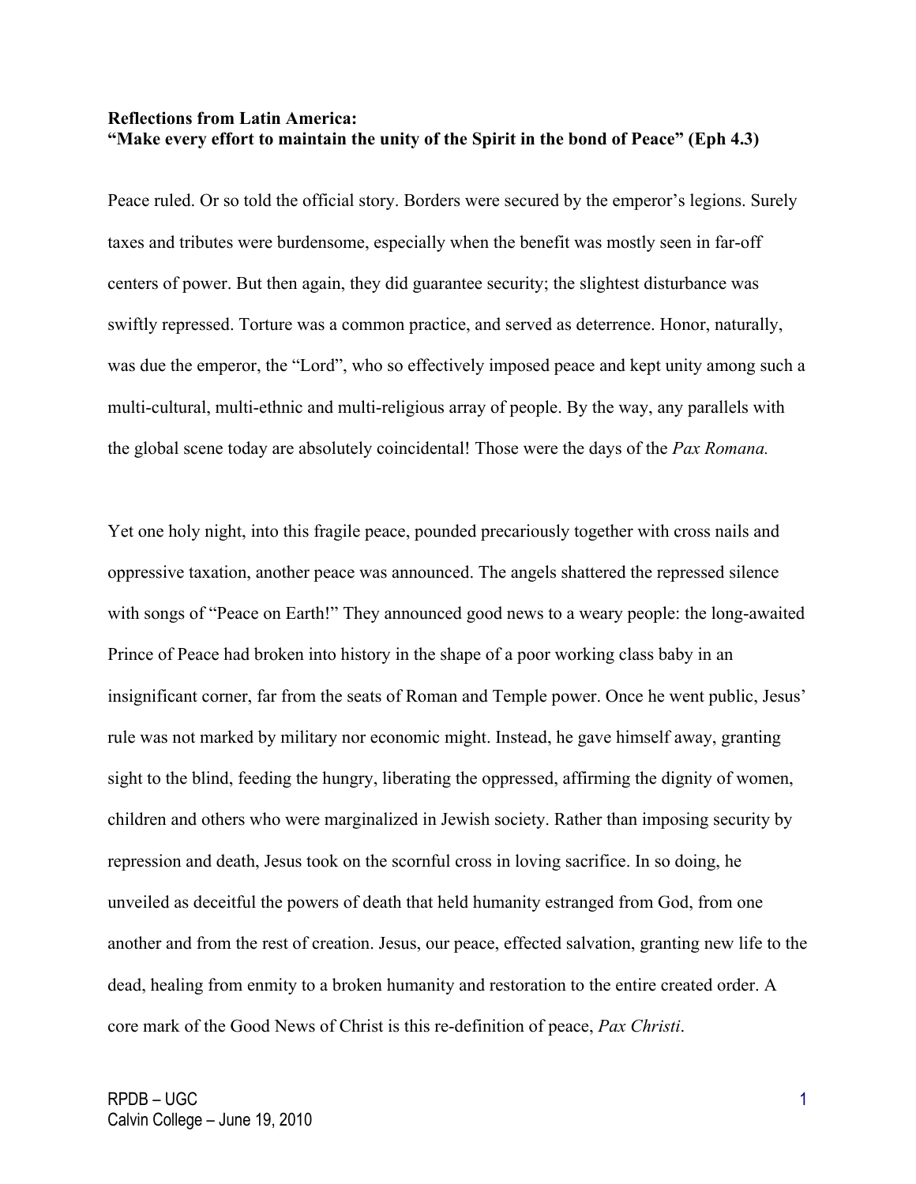**Reflections from Latin America:**
**"Make every effort to maintain the unity of the Spirit in the bond of Peace" (Eph 4.3)**

Peace ruled. Or so told the official story. Borders were secured by the emperor's legions. Surely taxes and tributes were burdensome, especially when the benefit was mostly seen in far-off centers of power. But then again, they did guarantee security; the slightest disturbance was swiftly repressed. Torture was a common practice, and served as deterrence. Honor, naturally, was due the emperor, the "Lord", who so effectively imposed peace and kept unity among such a multi-cultural, multi-ethnic and multi-religious array of people. By the way, any parallels with the global scene today are absolutely coincidental! Those were the days of the *Pax Romana.*

Yet one holy night, into this fragile peace, pounded precariously together with cross nails and oppressive taxation, another peace was announced. The angels shattered the repressed silence with songs of "Peace on Earth!" They announced good news to a weary people: the long-awaited Prince of Peace had broken into history in the shape of a poor working class baby in an insignificant corner, far from the seats of Roman and Temple power. Once he went public, Jesus' rule was not marked by military nor economic might. Instead, he gave himself away, granting sight to the blind, feeding the hungry, liberating the oppressed, affirming the dignity of women, children and others who were marginalized in Jewish society. Rather than imposing security by repression and death, Jesus took on the scornful cross in loving sacrifice. In so doing, he unveiled as deceitful the powers of death that held humanity estranged from God, from one another and from the rest of creation. Jesus, our peace, effected salvation, granting new life to the dead, healing from enmity to a broken humanity and restoration to the entire created order. A core mark of the Good News of Christ is this re-definition of peace, *Pax Christi*.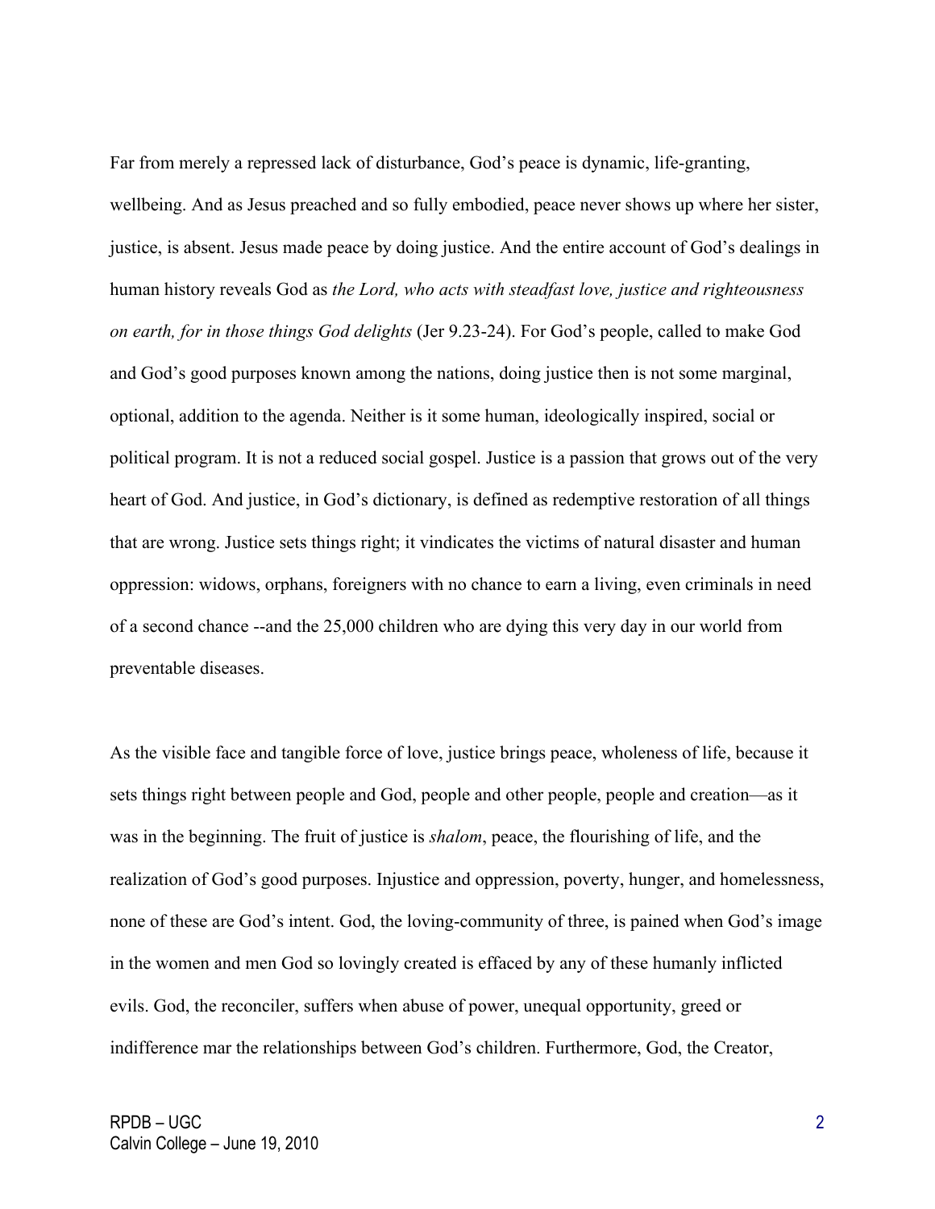Far from merely a repressed lack of disturbance, God's peace is dynamic, life-granting, wellbeing. And as Jesus preached and so fully embodied, peace never shows up where her sister, justice, is absent. Jesus made peace by doing justice. And the entire account of God's dealings in human history reveals God as *the Lord, who acts with steadfast love, justice and righteousness on earth, for in those things God delights* (Jer 9.23-24). For God's people, called to make God and God's good purposes known among the nations, doing justice then is not some marginal, optional, addition to the agenda. Neither is it some human, ideologically inspired, social or political program. It is not a reduced social gospel. Justice is a passion that grows out of the very heart of God. And justice, in God's dictionary, is defined as redemptive restoration of all things that are wrong. Justice sets things right; it vindicates the victims of natural disaster and human oppression: widows, orphans, foreigners with no chance to earn a living, even criminals in need of a second chance --and the 25,000 children who are dying this very day in our world from preventable diseases.

As the visible face and tangible force of love, justice brings peace, wholeness of life, because it sets things right between people and God, people and other people, people and creation—as it was in the beginning. The fruit of justice is *shalom*, peace, the flourishing of life, and the realization of God's good purposes. Injustice and oppression, poverty, hunger, and homelessness, none of these are God's intent. God, the loving-community of three, is pained when God's image in the women and men God so lovingly created is effaced by any of these humanly inflicted evils. God, the reconciler, suffers when abuse of power, unequal opportunity, greed or indifference mar the relationships between God's children. Furthermore, God, the Creator,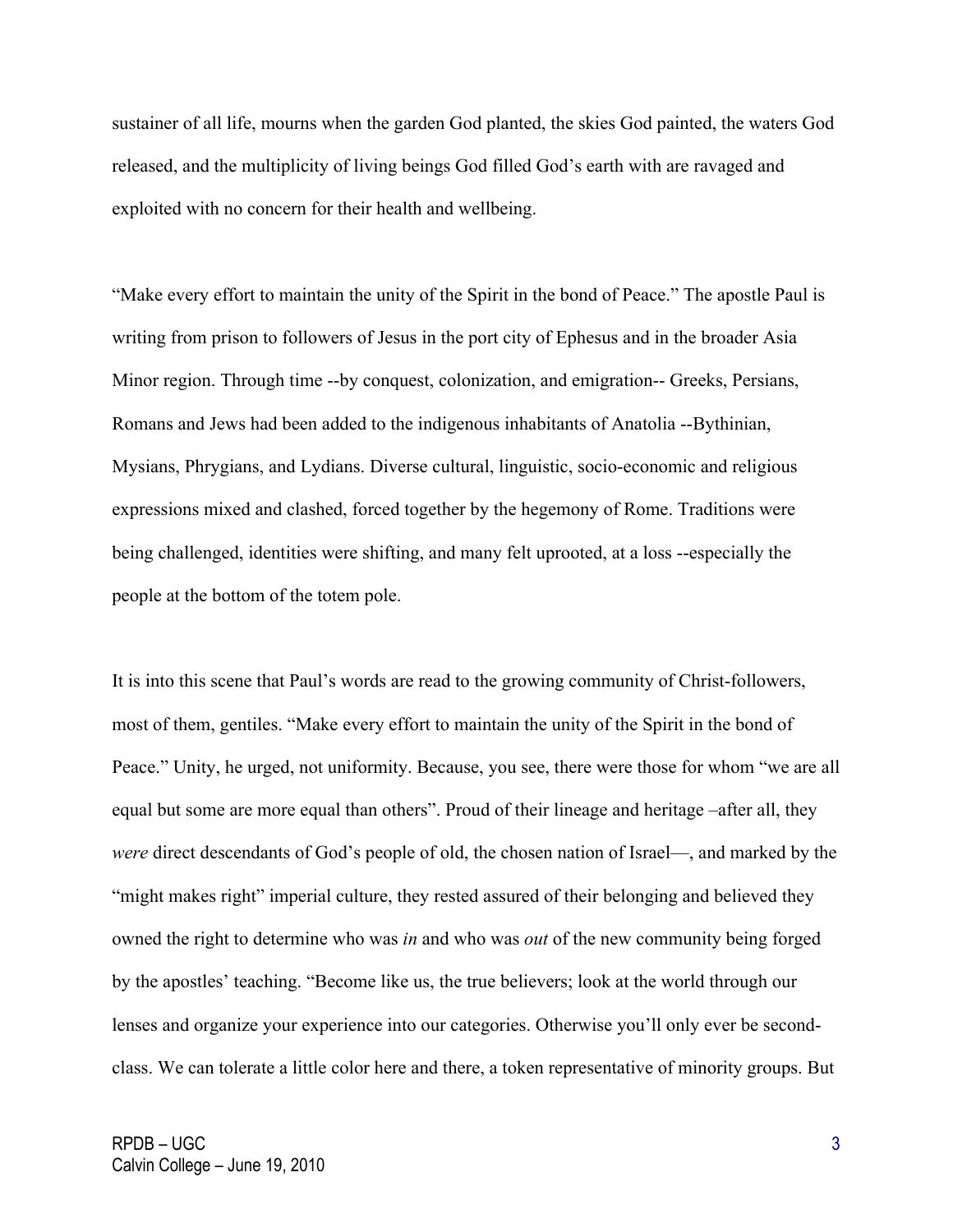sustainer of all life, mourns when the garden God planted, the skies God painted, the waters God released, and the multiplicity of living beings God filled God's earth with are ravaged and exploited with no concern for their health and wellbeing.

"Make every effort to maintain the unity of the Spirit in the bond of Peace." The apostle Paul is writing from prison to followers of Jesus in the port city of Ephesus and in the broader Asia Minor region. Through time --by conquest, colonization, and emigration-- Greeks, Persians, Romans and Jews had been added to the indigenous inhabitants of Anatolia --Bythinian, Mysians, Phrygians, and Lydians. Diverse cultural, linguistic, socio-economic and religious expressions mixed and clashed, forced together by the hegemony of Rome. Traditions were being challenged, identities were shifting, and many felt uprooted, at a loss --especially the people at the bottom of the totem pole.

It is into this scene that Paul's words are read to the growing community of Christ-followers, most of them, gentiles. "Make every effort to maintain the unity of the Spirit in the bond of Peace." Unity, he urged, not uniformity. Because, you see, there were those for whom "we are all equal but some are more equal than others". Proud of their lineage and heritage –after all, they *were* direct descendants of God's people of old, the chosen nation of Israel—, and marked by the "might makes right" imperial culture, they rested assured of their belonging and believed they owned the right to determine who was *in* and who was *out* of the new community being forged by the apostles' teaching. "Become like us, the true believers; look at the world through our lenses and organize your experience into our categories. Otherwise you'll only ever be second-class. We can tolerate a little color here and there, a token representative of minority groups. But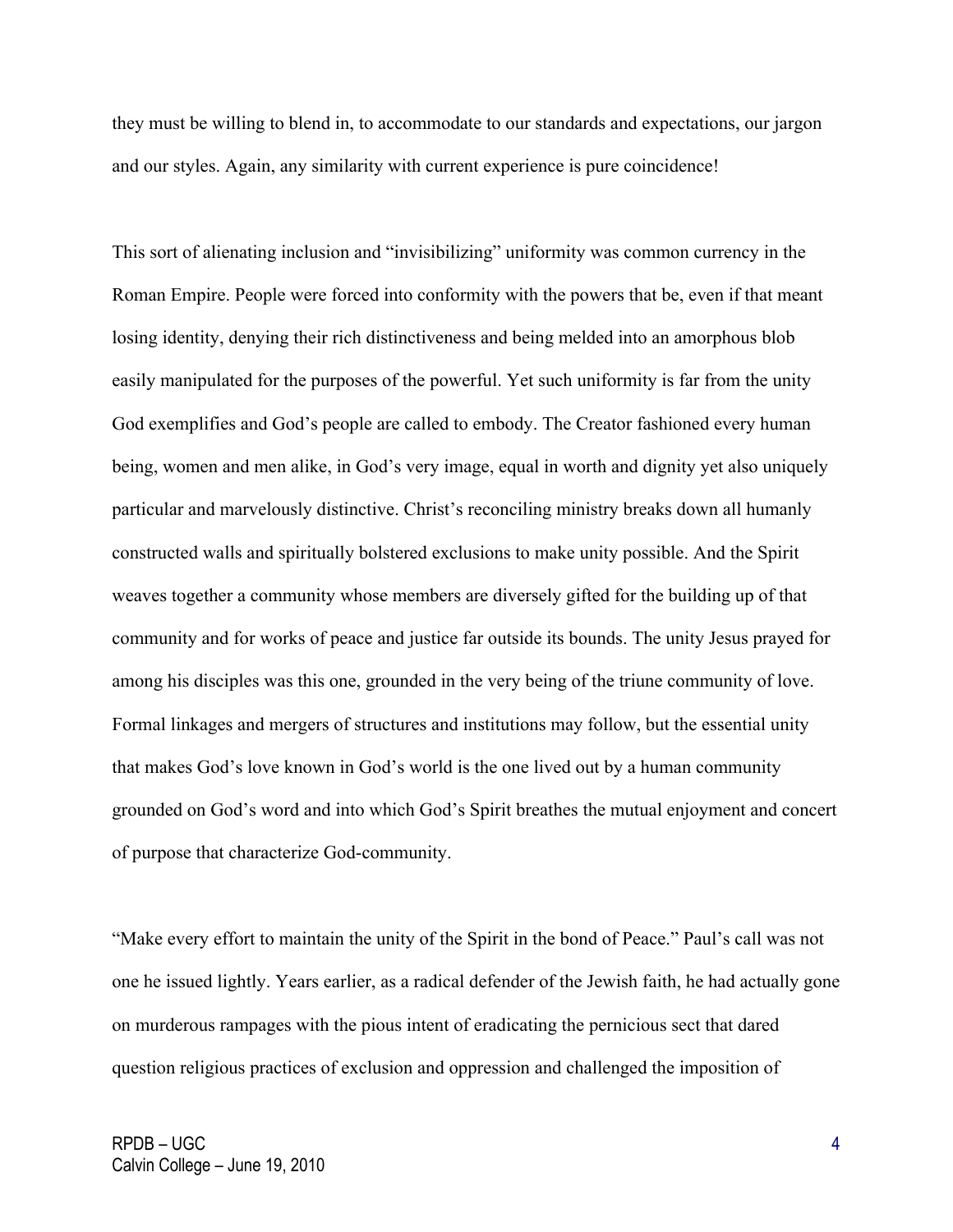they must be willing to blend in, to accommodate to our standards and expectations, our jargon and our styles. Again, any similarity with current experience is pure coincidence!

This sort of alienating inclusion and "invisibilizing" uniformity was common currency in the Roman Empire. People were forced into conformity with the powers that be, even if that meant losing identity, denying their rich distinctiveness and being melded into an amorphous blob easily manipulated for the purposes of the powerful. Yet such uniformity is far from the unity God exemplifies and God's people are called to embody. The Creator fashioned every human being, women and men alike, in God's very image, equal in worth and dignity yet also uniquely particular and marvelously distinctive. Christ's reconciling ministry breaks down all humanly constructed walls and spiritually bolstered exclusions to make unity possible. And the Spirit weaves together a community whose members are diversely gifted for the building up of that community and for works of peace and justice far outside its bounds. The unity Jesus prayed for among his disciples was this one, grounded in the very being of the triune community of love. Formal linkages and mergers of structures and institutions may follow, but the essential unity that makes God's love known in God's world is the one lived out by a human community grounded on God's word and into which God's Spirit breathes the mutual enjoyment and concert of purpose that characterize God-community.

"Make every effort to maintain the unity of the Spirit in the bond of Peace." Paul's call was not one he issued lightly. Years earlier, as a radical defender of the Jewish faith, he had actually gone on murderous rampages with the pious intent of eradicating the pernicious sect that dared question religious practices of exclusion and oppression and challenged the imposition of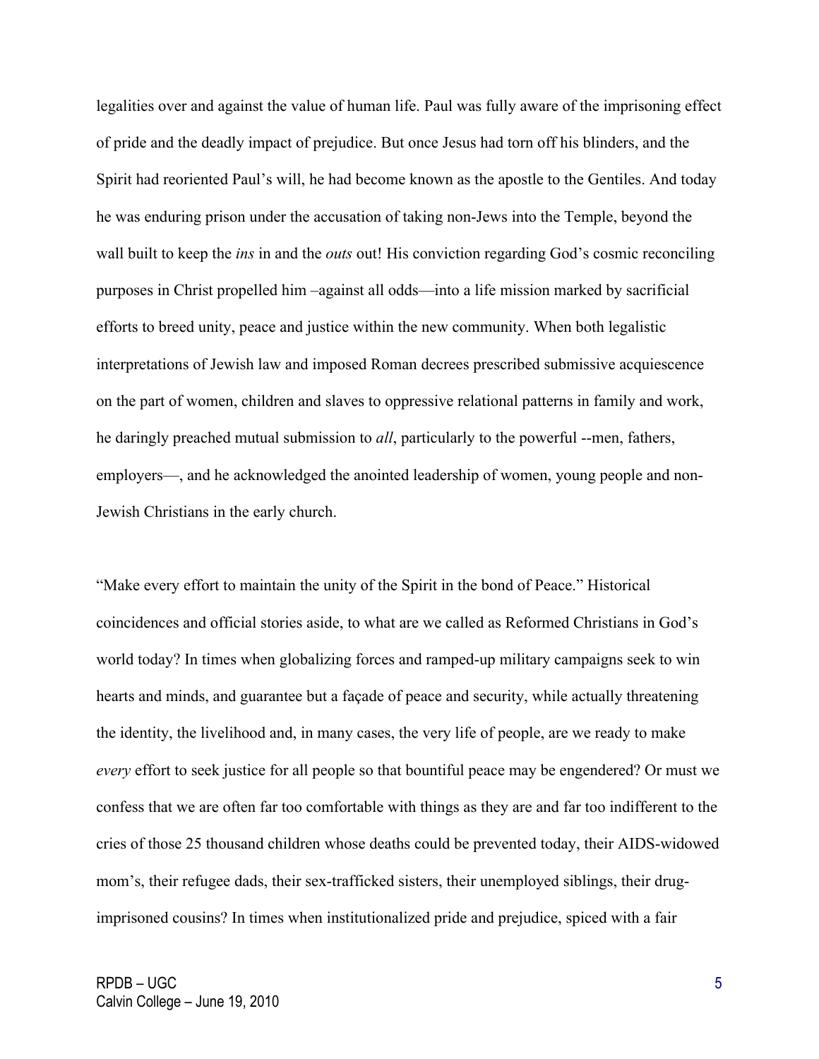legalities over and against the value of human life. Paul was fully aware of the imprisoning effect of pride and the deadly impact of prejudice. But once Jesus had torn off his blinders, and the Spirit had reoriented Paul's will, he had become known as the apostle to the Gentiles. And today he was enduring prison under the accusation of taking non-Jews into the Temple, beyond the wall built to keep the *ins* in and the *outs* out! His conviction regarding God's cosmic reconciling purposes in Christ propelled him –against all odds—into a life mission marked by sacrificial efforts to breed unity, peace and justice within the new community. When both legalistic interpretations of Jewish law and imposed Roman decrees prescribed submissive acquiescence on the part of women, children and slaves to oppressive relational patterns in family and work, he daringly preached mutual submission to *all*, particularly to the powerful --men, fathers, employers—, and he acknowledged the anointed leadership of women, young people and non-Jewish Christians in the early church.

"Make every effort to maintain the unity of the Spirit in the bond of Peace." Historical coincidences and official stories aside, to what are we called as Reformed Christians in God's world today? In times when globalizing forces and ramped-up military campaigns seek to win hearts and minds, and guarantee but a façade of peace and security, while actually threatening the identity, the livelihood and, in many cases, the very life of people, are we ready to make *every* effort to seek justice for all people so that bountiful peace may be engendered? Or must we confess that we are often far too comfortable with things as they are and far too indifferent to the cries of those 25 thousand children whose deaths could be prevented today, their AIDS-widowed mom's, their refugee dads, their sex-trafficked sisters, their unemployed siblings, their drug-imprisoned cousins? In times when institutionalized pride and prejudice, spiced with a fair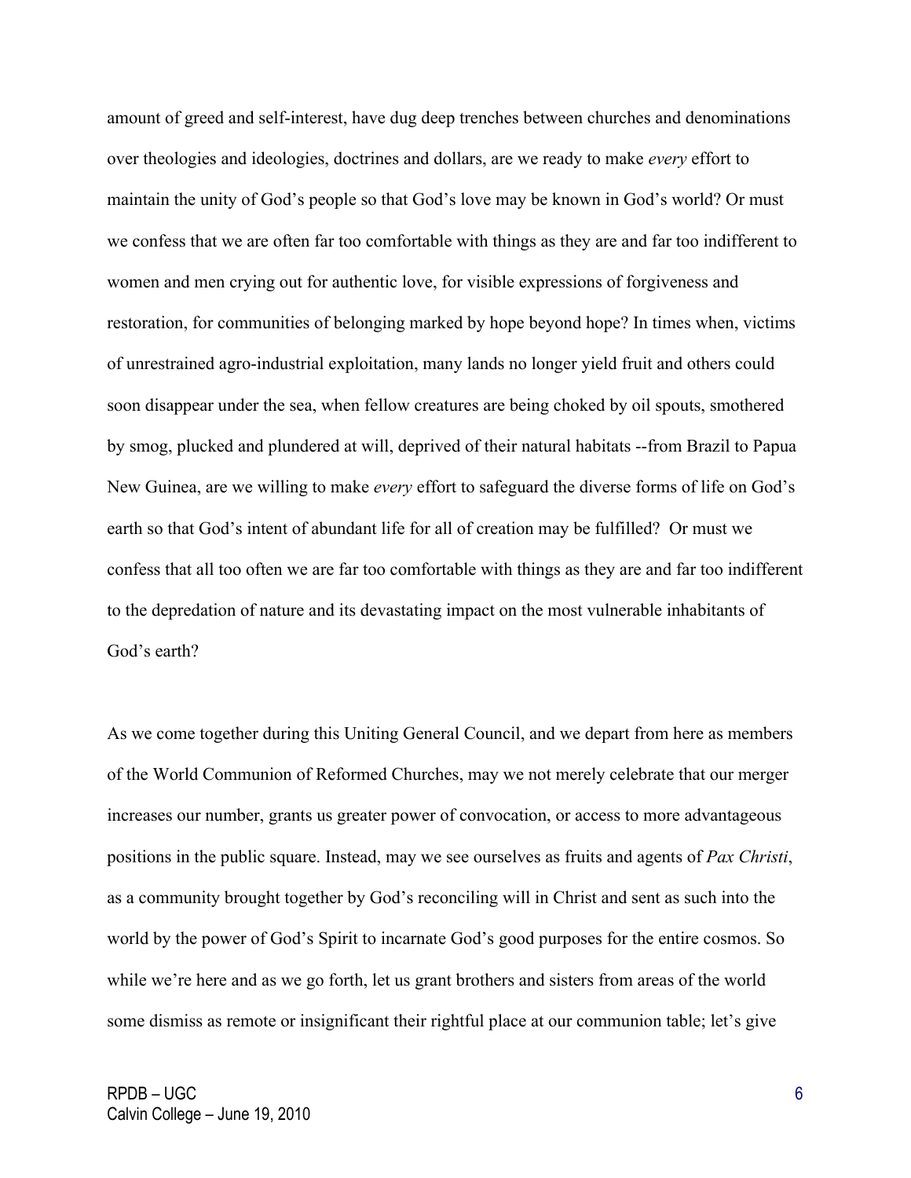amount of greed and self-interest, have dug deep trenches between churches and denominations over theologies and ideologies, doctrines and dollars, are we ready to make *every* effort to maintain the unity of God's people so that God's love may be known in God's world? Or must we confess that we are often far too comfortable with things as they are and far too indifferent to women and men crying out for authentic love, for visible expressions of forgiveness and restoration, for communities of belonging marked by hope beyond hope? In times when, victims of unrestrained agro-industrial exploitation, many lands no longer yield fruit and others could soon disappear under the sea, when fellow creatures are being choked by oil spouts, smothered by smog, plucked and plundered at will, deprived of their natural habitats --from Brazil to Papua New Guinea, are we willing to make *every* effort to safeguard the diverse forms of life on God's earth so that God's intent of abundant life for all of creation may be fulfilled? Or must we confess that all too often we are far too comfortable with things as they are and far too indifferent to the depredation of nature and its devastating impact on the most vulnerable inhabitants of God's earth?

As we come together during this Uniting General Council, and we depart from here as members of the World Communion of Reformed Churches, may we not merely celebrate that our merger increases our number, grants us greater power of convocation, or access to more advantageous positions in the public square. Instead, may we see ourselves as fruits and agents of *Pax Christi*, as a community brought together by God's reconciling will in Christ and sent as such into the world by the power of God's Spirit to incarnate God's good purposes for the entire cosmos. So while we're here and as we go forth, let us grant brothers and sisters from areas of the world some dismiss as remote or insignificant their rightful place at our communion table; let's give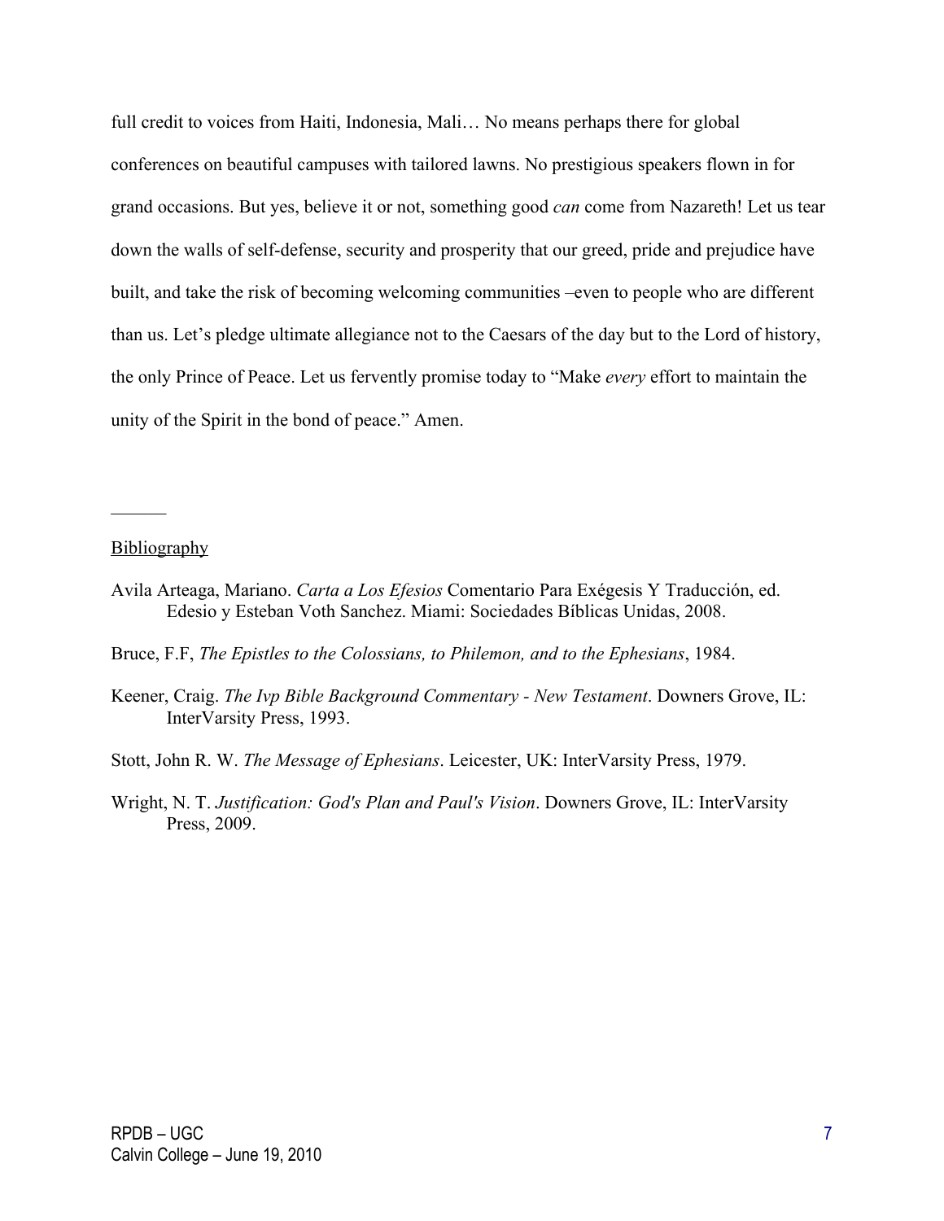full credit to voices from Haiti, Indonesia, Mali… No means perhaps there for global conferences on beautiful campuses with tailored lawns. No prestigious speakers flown in for grand occasions. But yes, believe it or not, something good *can* come from Nazareth! Let us tear down the walls of self-defense, security and prosperity that our greed, pride and prejudice have built, and take the risk of becoming welcoming communities –even to people who are different than us. Let's pledge ultimate allegiance not to the Caesars of the day but to the Lord of history, the only Prince of Peace. Let us fervently promise today to "Make *every* effort to maintain the unity of the Spirit in the bond of peace." Amen.

———

Bibliography

Avila Arteaga, Mariano. *Carta a Los Efesios* Comentario Para Exégesis Y Traducción, ed. Edesio y Esteban Voth Sanchez. Miami: Sociedades Bíblicas Unidas, 2008.

Bruce, F.F, *The Epistles to the Colossians, to Philemon, and to the Ephesians*, 1984.

Keener, Craig. *The Ivp Bible Background Commentary - New Testament*. Downers Grove, IL: InterVarsity Press, 1993.

Stott, John R. W. *The Message of Ephesians*. Leicester, UK: InterVarsity Press, 1979.

Wright, N. T. *Justification: God's Plan and Paul's Vision*. Downers Grove, IL: InterVarsity Press, 2009.